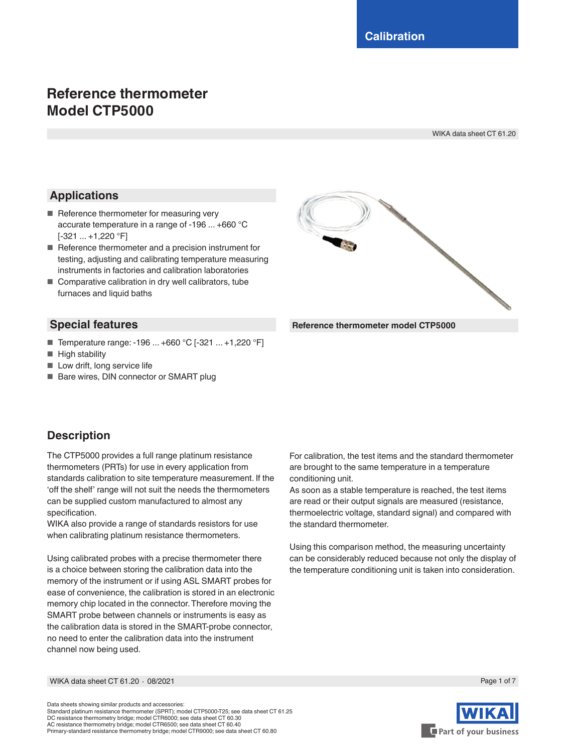Calibration

# Reference thermometer Model CTP5000

WIKA data sheet CT 61.20

## Applications

- Reference thermometer for measuring very accurate temperature in a range of -196 ... +660 °C [-321 ... +1,220 °F]
- Reference thermometer and a precision instrument for testing, adjusting and calibrating temperature measuring instruments in factories and calibration laboratories
- Comparative calibration in dry well calibrators, tube furnaces and liquid baths

## Special features

- Temperature range: -196 ... +660 °C [-321 ... +1,220 °F]
- High stability
- Low drift, long service life
- Bare wires, DIN connector or SMART plug

**Reference thermometer model CTP5000**

## Description

The CTP5000 provides a full range platinum resistance thermometers (PRTs) for use in every application from standards calibration to site temperature measurement. If the 'off the shelf' range will not suit the needs the thermometers can be supplied custom manufactured to almost any specification.
WIKA also provide a range of standards resistors for use when calibrating platinum resistance thermometers.

Using calibrated probes with a precise thermometer there is a choice between storing the calibration data into the memory of the instrument or if using ASL SMART probes for ease of convenience, the calibration is stored in an electronic memory chip located in the connector. Therefore moving the SMART probe between channels or instruments is easy as the calibration data is stored in the SMART-probe connector, no need to enter the calibration data into the instrument channel now being used.

For calibration, the test items and the standard thermometer are brought to the same temperature in a temperature conditioning unit.
As soon as a stable temperature is reached, the test items are read or their output signals are measured (resistance, thermoelectric voltage, standard signal) and compared with the standard thermometer.

Using this comparison method, the measuring uncertainty can be considerably reduced because not only the display of the temperature conditioning unit is taken into consideration.

Data sheets showing similar products and accessories:
Standard platinum resistance thermometer (SPRT); model CTP5000-T25; see data sheet CT 61.25
DC resistance thermometry bridge; model CTR6000; see data sheet CT 60.30
AC resistance thermometry bridge; model CTR6500; see data sheet CT 60.40
Primary-standard resistance thermometry bridge; model CTR9000; see data sheet CT 60.80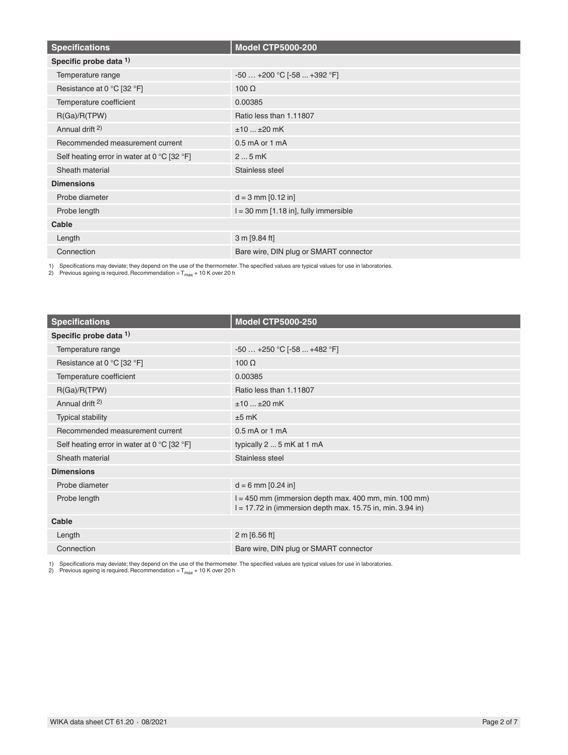| Specifications | Model CTP5000-200 |
|---|---|
| **Specific probe data** [1] | |
| Temperature range | -50 … +200 °C [-58 ... +392 °F] |
| Resistance at 0 °C [32 °F] | 100 Ω |
| Temperature coefficient | 0.00385 |
| R(Ga)/R(TPW) | Ratio less than 1.11807 |
| Annual drift [2] | ±10 ... ±20 mK |
| Recommended measurement current | 0.5 mA or 1 mA |
| Self heating error in water at 0 °C [32 °F] | 2 ... 5 mK |
| Sheath material | Stainless steel |
| **Dimensions** | |
| Probe diameter | d = 3 mm [0.12 in] |
| Probe length | l = 30 mm [1.18 in], fully immersible |
| **Cable** | |
| Length | 3 m [9.84 ft] |
| Connection | Bare wire, DIN plug or SMART connector |

1) Specifications may deviate; they depend on the use of the thermometer. The specified values are typical values for use in laboratories.
2) Previous ageing is required. Recommendation = $T_{max}$ + 10 K over 20 h

| Specifications | Model CTP5000-250 |
|---|---|
| **Specific probe data** [1] | |
| Temperature range | -50 … +250 °C [-58 ... +482 °F] |
| Resistance at 0 °C [32 °F] | 100 Ω |
| Temperature coefficient | 0.00385 |
| R(Ga)/R(TPW) | Ratio less than 1.11807 |
| Annual drift [2] | ±10 ... ±20 mK |
| Typical stability | ±5 mK |
| Recommended measurement current | 0.5 mA or 1 mA |
| Self heating error in water at 0 °C [32 °F] | typically 2 ... 5 mK at 1 mA |
| Sheath material | Stainless steel |
| **Dimensions** | |
| Probe diameter | d = 6 mm [0.24 in] |
| Probe length | l = 450 mm (immersion depth max. 400 mm, min. 100 mm)<br>l = 17.72 in (immersion depth max. 15.75 in, min. 3.94 in) |
| **Cable** | |
| Length | 2 m [6.56 ft] |
| Connection | Bare wire, DIN plug or SMART connector |

1) Specifications may deviate; they depend on the use of the thermometer. The specified values are typical values for use in laboratories.
2) Previous ageing is required. Recommendation = $T_{max}$ + 10 K over 20 h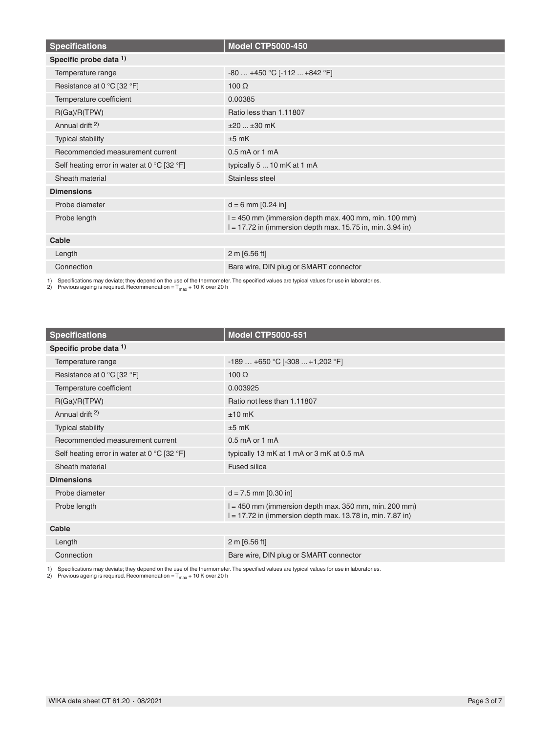| Specifications | Model CTP5000-450 |
|---|---|
| **Specific probe data 1)** | |
| Temperature range | -80 … +450 °C [-112 ... +842 °F] |
| Resistance at 0 °C [32 °F] | 100 Ω |
| Temperature coefficient | 0.00385 |
| R(Ga)/R(TPW) | Ratio less than 1.11807 |
| Annual drift 2) | ±20 ... ±30 mK |
| Typical stability | ±5 mK |
| Recommended measurement current | 0.5 mA or 1 mA |
| Self heating error in water at 0 °C [32 °F] | typically 5 ... 10 mK at 1 mA |
| Sheath material | Stainless steel |
| **Dimensions** | |
| Probe diameter | d = 6 mm [0.24 in] |
| Probe length | l = 450 mm (immersion depth max. 400 mm, min. 100 mm)<br>l = 17.72 in (immersion depth max. 15.75 in, min. 3.94 in) |
| **Cable** | |
| Length | 2 m [6.56 ft] |
| Connection | Bare wire, DIN plug or SMART connector |

1) Specifications may deviate; they depend on the use of the thermometer. The specified values are typical values for use in laboratories.
2) Previous ageing is required. Recommendation = $T_{max}$ + 10 K over 20 h

| Specifications | Model CTP5000-651 |
|---|---|
| **Specific probe data 1)** | |
| Temperature range | -189 … +650 °C [-308 ... +1,202 °F] |
| Resistance at 0 °C [32 °F] | 100 Ω |
| Temperature coefficient | 0.003925 |
| R(Ga)/R(TPW) | Ratio not less than 1.11807 |
| Annual drift 2) | ±10 mK |
| Typical stability | ±5 mK |
| Recommended measurement current | 0.5 mA or 1 mA |
| Self heating error in water at 0 °C [32 °F] | typically 13 mK at 1 mA or 3 mK at 0.5 mA |
| Sheath material | Fused silica |
| **Dimensions** | |
| Probe diameter | d = 7.5 mm [0.30 in] |
| Probe length | l = 450 mm (immersion depth max. 350 mm, min. 200 mm)<br>l = 17.72 in (immersion depth max. 13.78 in, min. 7.87 in) |
| **Cable** | |
| Length | 2 m [6.56 ft] |
| Connection | Bare wire, DIN plug or SMART connector |

1) Specifications may deviate; they depend on the use of the thermometer. The specified values are typical values for use in laboratories.
2) Previous ageing is required. Recommendation = $T_{max}$ + 10 K over 20 h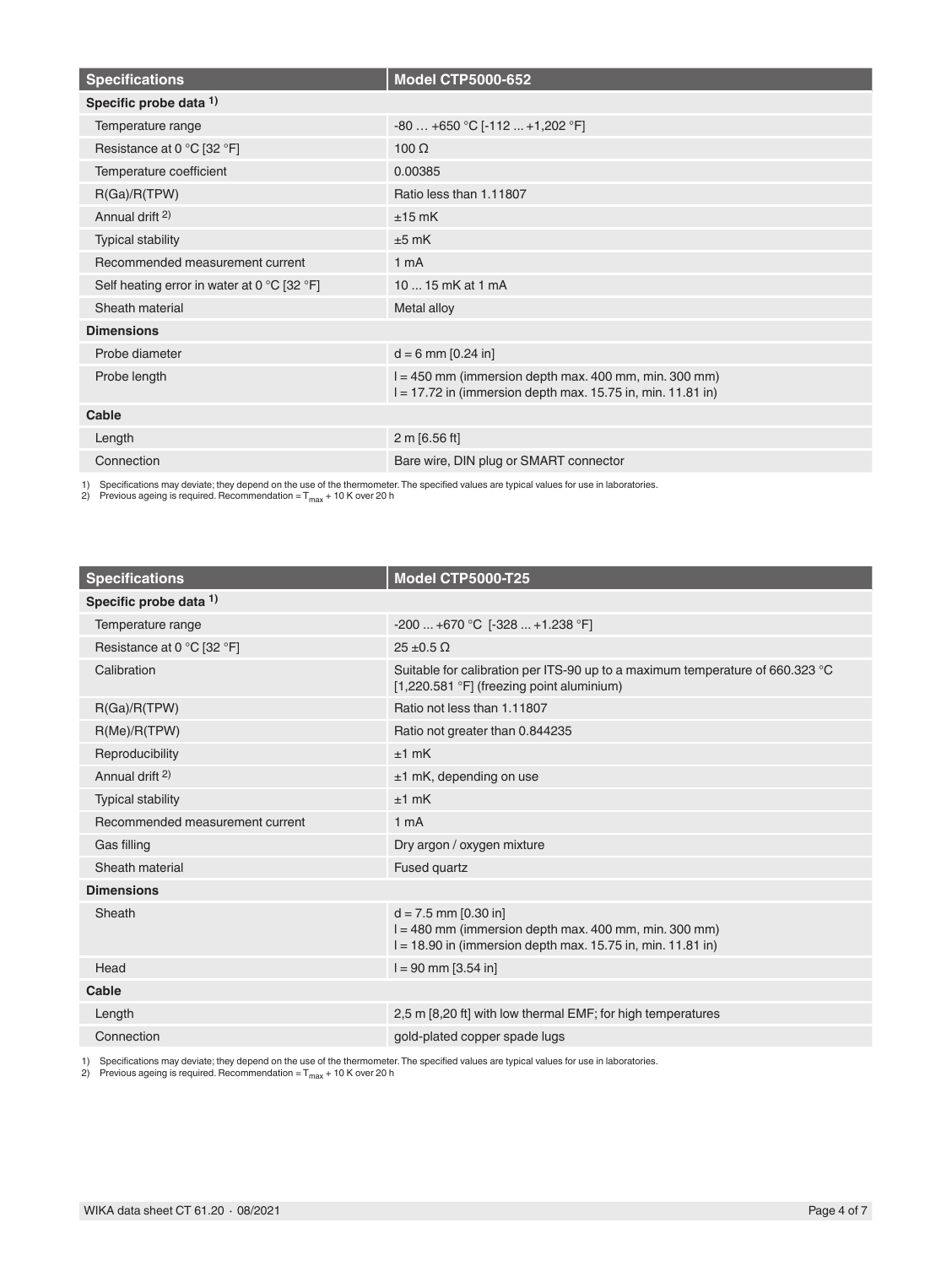| Specifications | Model CTP5000-652 |
|---|---|
| **Specific probe data 1)** | |
| Temperature range | -80 … +650 °C [-112 ... +1,202 °F] |
| Resistance at 0 °C [32 °F] | 100 Ω |
| Temperature coefficient | 0.00385 |
| R(Ga)/R(TPW) | Ratio less than 1.11807 |
| Annual drift 2) | ±15 mK |
| Typical stability | ±5 mK |
| Recommended measurement current | 1 mA |
| Self heating error in water at 0 °C [32 °F] | 10 ... 15 mK at 1 mA |
| Sheath material | Metal alloy |
| **Dimensions** | |
| Probe diameter | d = 6 mm [0.24 in] |
| Probe length | l = 450 mm (immersion depth max. 400 mm, min. 300 mm)<br>l = 17.72 in (immersion depth max. 15.75 in, min. 11.81 in) |
| **Cable** | |
| Length | 2 m [6.56 ft] |
| Connection | Bare wire, DIN plug or SMART connector |

1) Specifications may deviate; they depend on the use of the thermometer. The specified values are typical values for use in laboratories.
2) Previous ageing is required. Recommendation = $T_{max}$ + 10 K over 20 h

| Specifications | Model CTP5000-T25 |
|---|---|
| **Specific probe data 1)** | |
| Temperature range | -200 ... +670 °C [-328 ... +1.238 °F] |
| Resistance at 0 °C [32 °F] | 25 ±0.5 Ω |
| Calibration | Suitable for calibration per ITS-90 up to a maximum temperature of 660.323 °C [1,220.581 °F] (freezing point aluminium) |
| R(Ga)/R(TPW) | Ratio not less than 1.11807 |
| R(Me)/R(TPW) | Ratio not greater than 0.844235 |
| Reproducibility | ±1 mK |
| Annual drift 2) | ±1 mK, depending on use |
| Typical stability | ±1 mK |
| Recommended measurement current | 1 mA |
| Gas filling | Dry argon / oxygen mixture |
| Sheath material | Fused quartz |
| **Dimensions** | |
| Sheath | d = 7.5 mm [0.30 in]<br>l = 480 mm (immersion depth max. 400 mm, min. 300 mm)<br>l = 18.90 in (immersion depth max. 15.75 in, min. 11.81 in) |
| Head | l = 90 mm [3.54 in] |
| **Cable** | |
| Length | 2,5 m [8,20 ft] with low thermal EMF; for high temperatures |
| Connection | gold-plated copper spade lugs |

1) Specifications may deviate; they depend on the use of the thermometer. The specified values are typical values for use in laboratories.
2) Previous ageing is required. Recommendation = $T_{max}$ + 10 K over 20 h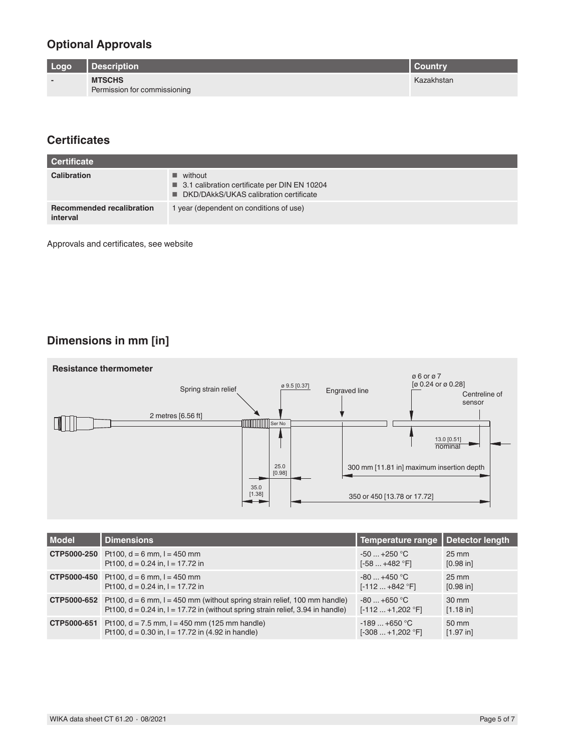## Optional Approvals

| Logo | Description | Country |
|---|---|---|
| - | **MTSCHS**<br>Permission for commissioning | Kazakhstan |

## Certificates

| Certificate | |
|---|---|
| **Calibration** | ■ without<br>■ 3.1 calibration certificate per DIN EN 10204<br>■ DKD/DAkkS/UKAS calibration certificate |
| **Recommended recalibration interval** | 1 year (dependent on conditions of use) |

Approvals and certificates, see website

## Dimensions in mm [in]

**Resistance thermometer**

Spring strain relief; ø 9.5 [0.37]; Engraved line; ø 6 or ø 7 [ø 0.24 or ø 0.28]; Centreline of sensor; 2 metres [6.56 ft]; Ser No; 13.0 [0.51] nominal; 25.0 [0.98]; 300 mm [11.81 in] maximum insertion depth; 35.0 [1.38]; 350 or 450 [13.78 or 17.72]

| Model | Dimensions | Temperature range | Detector length |
|---|---|---|---|
| **CTP5000-250** | Pt100, d = 6 mm, l = 450 mm<br>Pt100, d = 0.24 in, l = 17.72 in | -50 ... +250 °C<br>[-58 ... +482 °F] | 25 mm<br>[0.98 in] |
| **CTP5000-450** | Pt100, d = 6 mm, l = 450 mm<br>Pt100, d = 0.24 in, l = 17.72 in | -80 ... +450 °C<br>[-112 ... +842 °F] | 25 mm<br>[0.98 in] |
| **CTP5000-652** | Pt100, d = 6 mm, l = 450 mm (without spring strain relief, 100 mm handle)<br>Pt100, d = 0.24 in, l = 17.72 in (without spring strain relief, 3.94 in handle) | -80 ... +650 °C<br>[-112 ... +1,202 °F] | 30 mm<br>[1.18 in] |
| **CTP5000-651** | Pt100, d = 7.5 mm, l = 450 mm (125 mm handle)<br>Pt100, d = 0.30 in, l = 17.72 in (4.92 in handle) | -189 ... +650 °C<br>[-308 ... +1,202 °F] | 50 mm<br>[1.97 in] |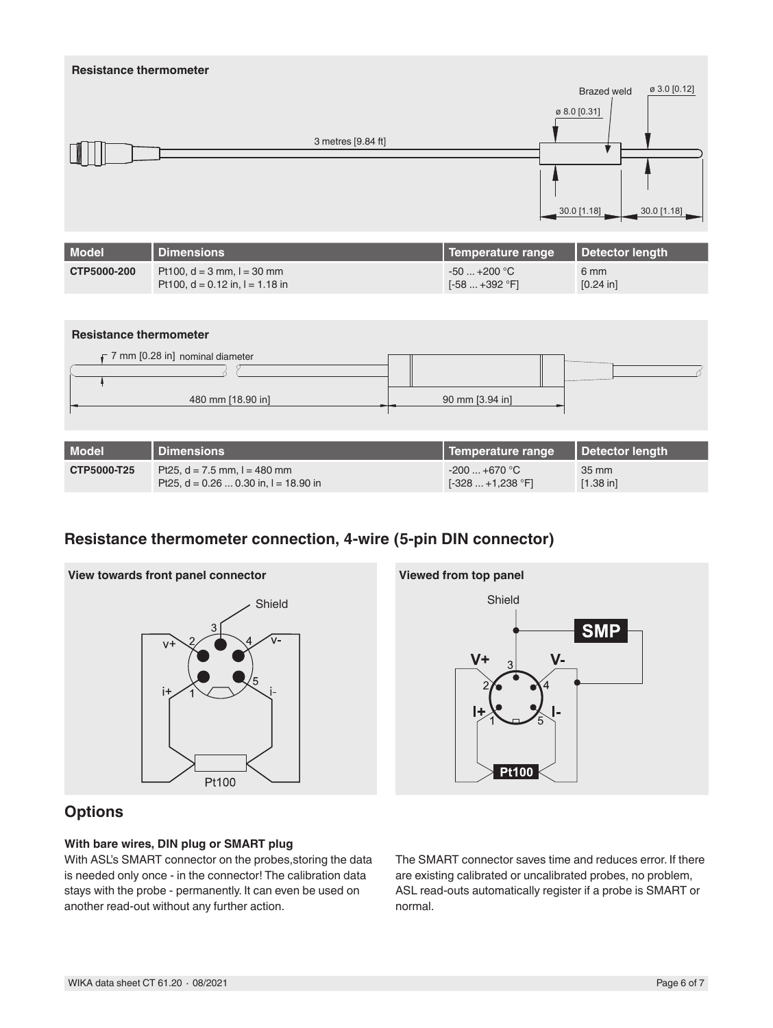**Resistance thermometer**

| Model | Dimensions | Temperature range | Detector length |
|---|---|---|---|
| CTP5000-200 | Pt100, d = 3 mm, l = 30 mm<br>Pt100, d = 0.12 in, l = 1.18 in | -50 ... +200 °C<br>[-58 ... +392 °F] | 6 mm<br>[0.24 in] |

**Resistance thermometer**

| Model | Dimensions | Temperature range | Detector length |
|---|---|---|---|
| CTP5000-T25 | Pt25, d = 7.5 mm, l = 480 mm<br>Pt25, d = 0.26 ... 0.30 in, l = 18.90 in | -200 ... +670 °C<br>[-328 ... +1,238 °F] | 35 mm<br>[1.38 in] |

## Resistance thermometer connection, 4-wire (5-pin DIN connector)

**View towards front panel connector**

**Viewed from top panel**

## Options

**With bare wires, DIN plug or SMART plug**

With ASL's SMART connector on the probes,storing the data is needed only once - in the connector! The calibration data stays with the probe - permanently. It can even be used on another read-out without any further action.

The SMART connector saves time and reduces error. If there are existing calibrated or uncalibrated probes, no problem, ASL read-outs automatically register if a probe is SMART or normal.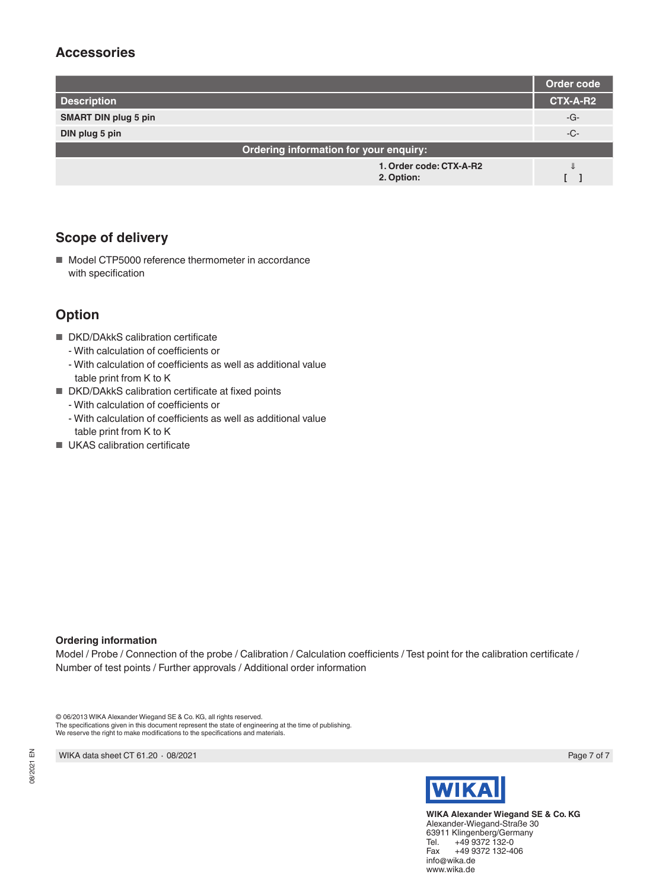## Accessories

| Description | Order code CTX-A-R2 |
|---|---|
| **SMART DIN plug 5 pin** | -G- |
| **DIN plug 5 pin** | -C- |
| **Ordering information for your enquiry:** | |
| **1. Order code: CTX-A-R2** | ⇓ |
| **2. Option:** | [ ] |

## Scope of delivery

- Model CTP5000 reference thermometer in accordance with specification

## Option

- DKD/DAkkS calibration certificate
  - With calculation of coefficients or
  - With calculation of coefficients as well as additional value table print from K to K
- DKD/DAkkS calibration certificate at fixed points
  - With calculation of coefficients or
  - With calculation of coefficients as well as additional value table print from K to K
- UKAS calibration certificate

**Ordering information**

Model / Probe / Connection of the probe / Calibration / Calculation coefficients / Test point for the calibration certificate / Number of test points / Further approvals / Additional order information

© 06/2013 WIKA Alexander Wiegand SE & Co. KG, all rights reserved.
The specifications given in this document represent the state of engineering at the time of publishing.
We reserve the right to make modifications to the specifications and materials.

WIKA data sheet CT 61.20 · 08/2021

**WIKA Alexander Wiegand SE & Co. KG**
Alexander-Wiegand-Straße 30
63911 Klingenberg/Germany
Tel. +49 9372 132-0
Fax +49 9372 132-406
info@wika.de
www.wika.de